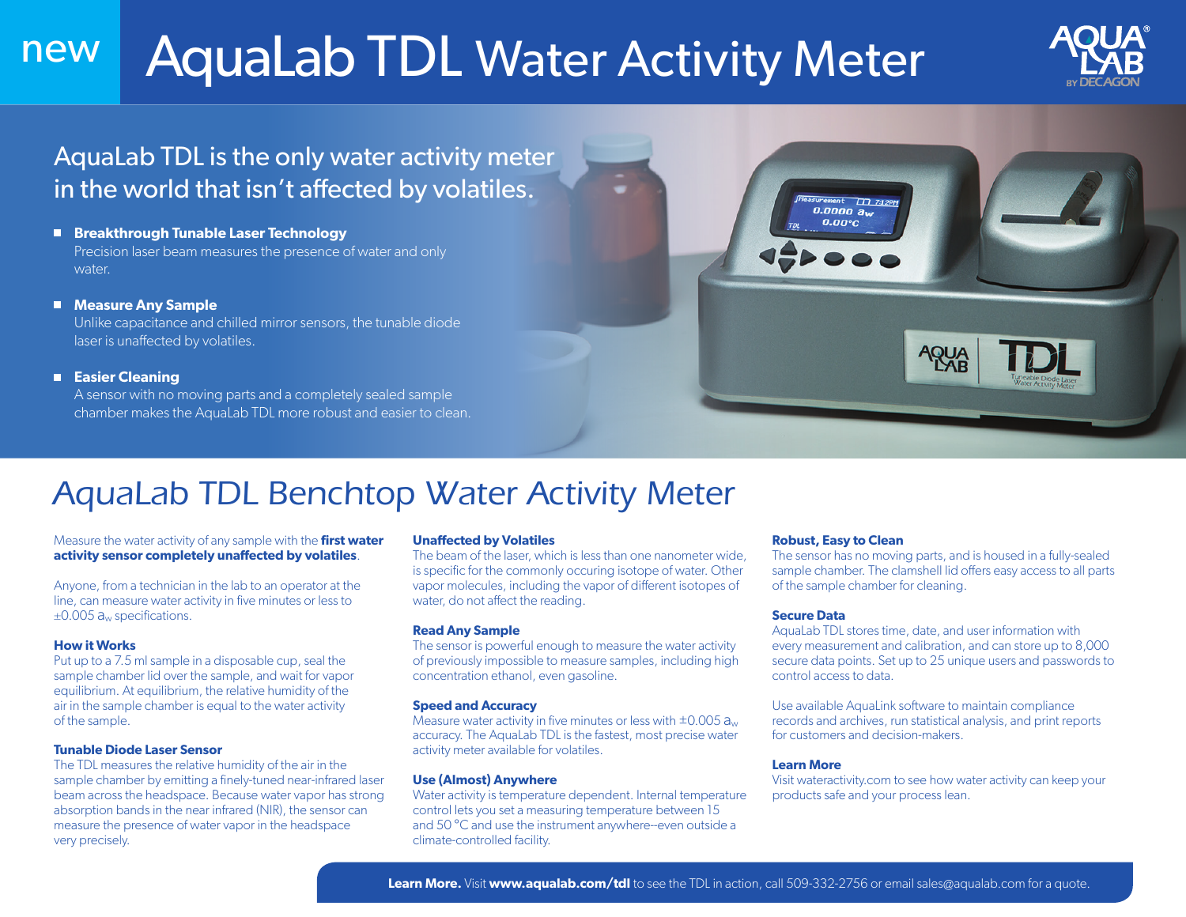new

# AquaLab TDL Water Activity Meter

AquaLab TDL is the only water activity meter in the world that isn't affected by volatiles.

- **Breakthrough Tunable Laser Technology**
  Precision laser beam measures the presence of water and only water.
- **Measure Any Sample**
  Unlike capacitance and chilled mirror sensors, the tunable diode laser is unaffected by volatiles.
- **Easier Cleaning**
  A sensor with no moving parts and a completely sealed sample chamber makes the AquaLab TDL more robust and easier to clean.

## *AquaLab TDL Benchtop Water Activity Meter*

Measure the water activity of any sample with the **first water activity sensor completely unaffected by volatiles**.

Anyone, from a technician in the lab to an operator at the line, can measure water activity in five minutes or less to ±0.005 $a_w$ specifications.

**How it Works**
Put up to a 7.5 ml sample in a disposable cup, seal the sample chamber lid over the sample, and wait for vapor equilibrium. At equilibrium, the relative humidity of the air in the sample chamber is equal to the water activity of the sample.

**Tunable Diode Laser Sensor**
The TDL measures the relative humidity of the air in the sample chamber by emitting a finely-tuned near-infrared laser beam across the headspace. Because water vapor has strong absorption bands in the near infrared (NIR), the sensor can measure the presence of water vapor in the headspace very precisely.

**Unaffected by Volatiles**
The beam of the laser, which is less than one nanometer wide, is specific for the commonly occuring isotope of water. Other vapor molecules, including the vapor of different isotopes of water, do not affect the reading.

**Read Any Sample**
The sensor is powerful enough to measure the water activity of previously impossible to measure samples, including high concentration ethanol, even gasoline.

**Speed and Accuracy**
Measure water activity in five minutes or less with ±0.005 $a_w$ accuracy. The AquaLab TDL is the fastest, most precise water activity meter available for volatiles.

**Use (Almost) Anywhere**
Water activity is temperature dependent. Internal temperature control lets you set a measuring temperature between 15 and 50 °C and use the instrument anywhere--even outside a climate-controlled facility.

**Robust, Easy to Clean**
The sensor has no moving parts, and is housed in a fully-sealed sample chamber. The clamshell lid offers easy access to all parts of the sample chamber for cleaning.

**Secure Data**
AquaLab TDL stores time, date, and user information with every measurement and calibration, and can store up to 8,000 secure data points. Set up to 25 unique users and passwords to control access to data.

Use available AquaLink software to maintain compliance records and archives, run statistical analysis, and print reports for customers and decision-makers.

**Learn More**
Visit wateractivity.com to see how water activity can keep your products safe and your process lean.

**Learn More.** Visit **www.aqualab.com/tdl** to see the TDL in action, call 509-332-2756 or email sales@aqualab.com for a quote.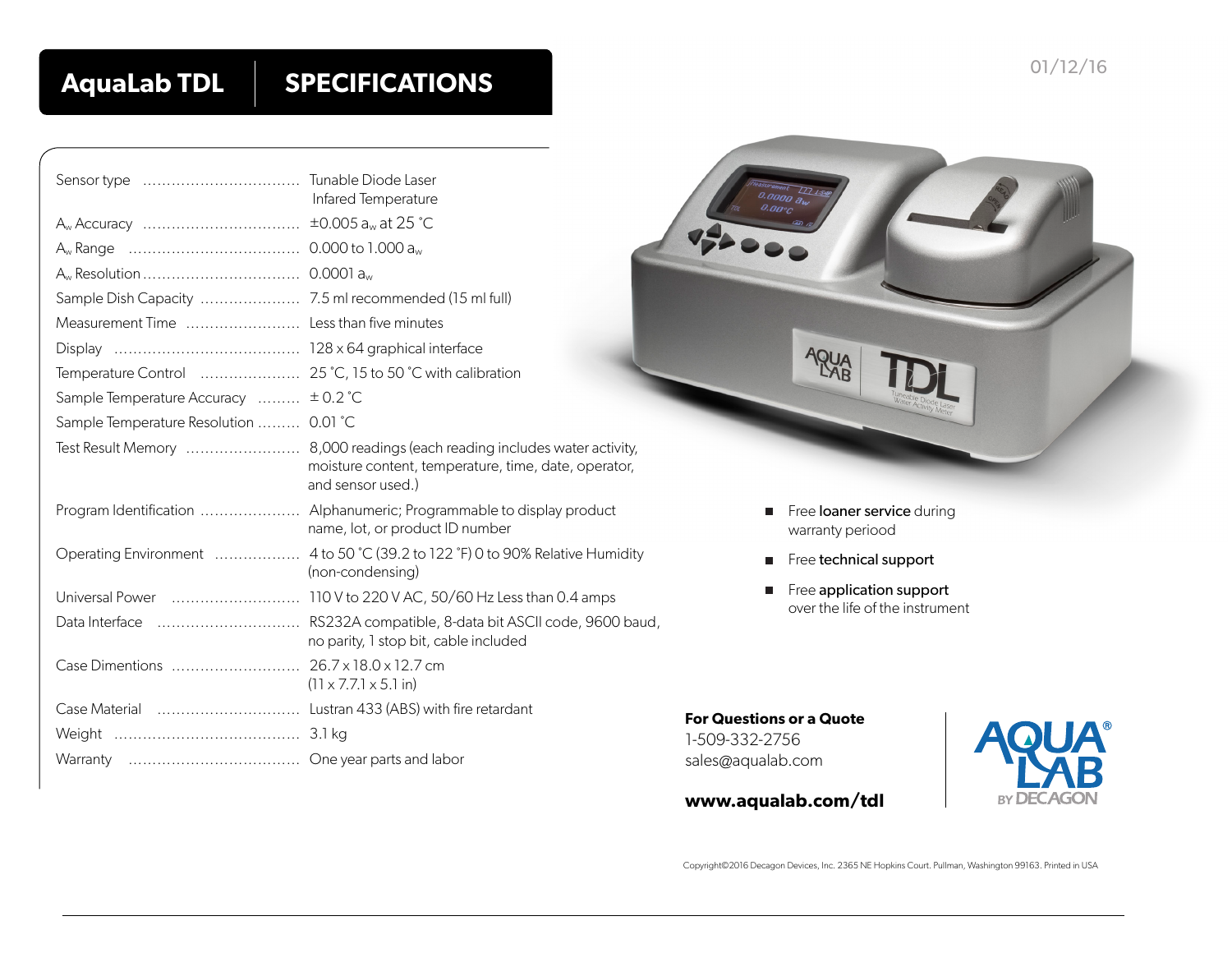# AquaLab TDL | SPECIFICATIONS

01/12/16

| | |
|---|---|
| Sensor type | Tunable Diode Laser<br>Infared Temperature |
| $A_w$ Accuracy | ±0.005 $a_w$ at 25 °C |
| $A_w$ Range | 0.000 to 1.000 $a_w$ |
| $A_w$ Resolution | 0.0001 $a_w$ |
| Sample Dish Capacity | 7.5 ml recommended (15 ml full) |
| Measurement Time | Less than five minutes |
| Display | 128 x 64 graphical interface |
| Temperature Control | 25 °C, 15 to 50 °C with calibration |
| Sample Temperature Accuracy | ± 0.2 °C |
| Sample Temperature Resolution | 0.01 °C |
| Test Result Memory | 8,000 readings (each reading includes water activity, moisture content, temperature, time, date, operator, and sensor used.) |
| Program Identification | Alphanumeric; Programmable to display product name, lot, or product ID number |
| Operating Environment | 4 to 50 °C (39.2 to 122 °F) 0 to 90% Relative Humidity (non-condensing) |
| Universal Power | 110 V to 220 V AC, 50/60 Hz Less than 0.4 amps |
| Data Interface | RS232A compatible, 8-data bit ASCII code, 9600 baud, no parity, 1 stop bit, cable included |
| Case Dimentions | 26.7 x 18.0 x 12.7 cm<br>(11 x 7.7.1 x 5.1 in) |
| Case Material | Lustran 433 (ABS) with fire retardant |
| Weight | 3.1 kg |
| Warranty | One year parts and labor |

- Free **loaner service** during warranty periood
- Free **technical support**
- Free **application support** over the life of the instrument

**For Questions or a Quote**
1-509-332-2756
sales@aqualab.com

**www.aqualab.com/tdl**

AQUALAB® BY DECAGON

Copyright©2016 Decagon Devices, Inc. 2365 NE Hopkins Court. Pullman, Washington 99163. Printed in USA